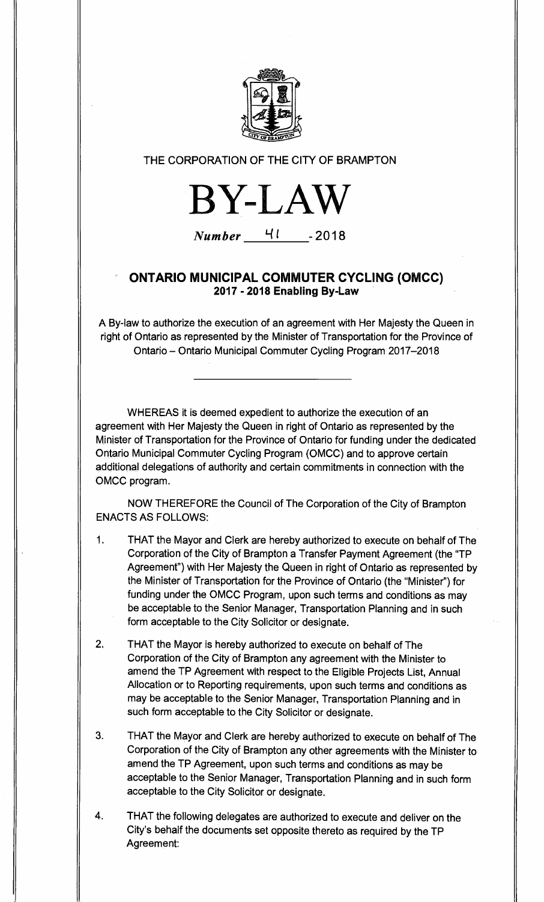THE CORPORATION OF THE CITY OF BRAMPTON

# BY-LAW

*Number* 41 - 2018

## ONTARIO MUNICIPAL COMMUTER CYCLING (OMCC)
### 2017 - 2018 Enabling By-Law

A By-law to authorize the execution of an agreement with Her Majesty the Queen in right of Ontario as represented by the Minister of Transportation for the Province of Ontario – Ontario Municipal Commuter Cycling Program 2017–2018

---

WHEREAS it is deemed expedient to authorize the execution of an agreement with Her Majesty the Queen in right of Ontario as represented by the Minister of Transportation for the Province of Ontario for funding under the dedicated Ontario Municipal Commuter Cycling Program (OMCC) and to approve certain additional delegations of authority and certain commitments in connection with the OMCC program.

NOW THEREFORE the Council of The Corporation of the City of Brampton ENACTS AS FOLLOWS:

1. THAT the Mayor and Clerk are hereby authorized to execute on behalf of The Corporation of the City of Brampton a Transfer Payment Agreement (the "TP Agreement") with Her Majesty the Queen in right of Ontario as represented by the Minister of Transportation for the Province of Ontario (the "Minister") for funding under the OMCC Program, upon such terms and conditions as may be acceptable to the Senior Manager, Transportation Planning and in such form acceptable to the City Solicitor or designate.

2. THAT the Mayor is hereby authorized to execute on behalf of The Corporation of the City of Brampton any agreement with the Minister to amend the TP Agreement with respect to the Eligible Projects List, Annual Allocation or to Reporting requirements, upon such terms and conditions as may be acceptable to the Senior Manager, Transportation Planning and in such form acceptable to the City Solicitor or designate.

3. THAT the Mayor and Clerk are hereby authorized to execute on behalf of The Corporation of the City of Brampton any other agreements with the Minister to amend the TP Agreement, upon such terms and conditions as may be acceptable to the Senior Manager, Transportation Planning and in such form acceptable to the City Solicitor or designate.

4. THAT the following delegates are authorized to execute and deliver on the City's behalf the documents set opposite thereto as required by the TP Agreement: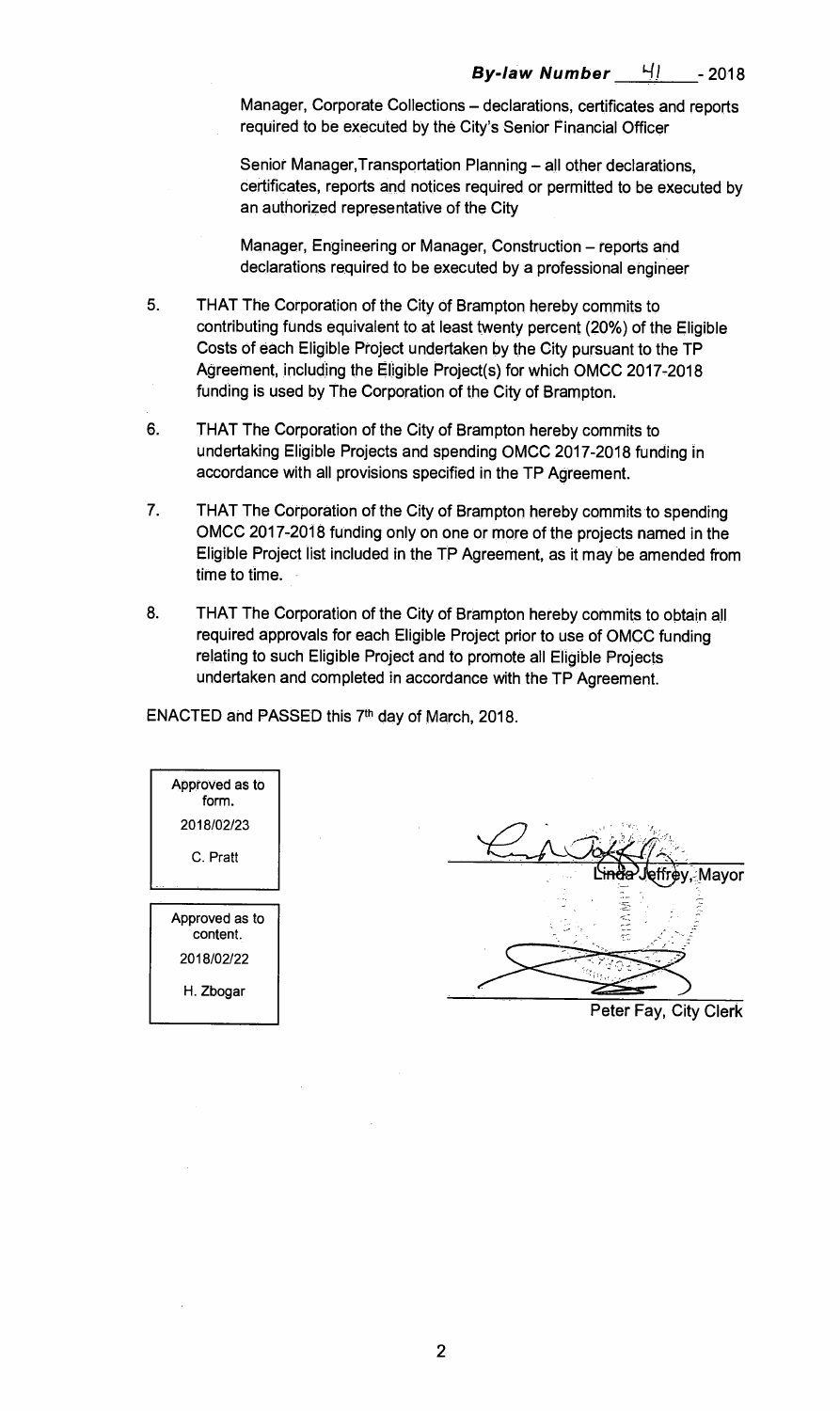**By-law Number 41 - 2018**

Manager, Corporate Collections – declarations, certificates and reports required to be executed by the City's Senior Financial Officer

Senior Manager, Transportation Planning – all other declarations, certificates, reports and notices required or permitted to be executed by an authorized representative of the City

Manager, Engineering or Manager, Construction – reports and declarations required to be executed by a professional engineer

5. THAT The Corporation of the City of Brampton hereby commits to contributing funds equivalent to at least twenty percent (20%) of the Eligible Costs of each Eligible Project undertaken by the City pursuant to the TP Agreement, including the Eligible Project(s) for which OMCC 2017-2018 funding is used by The Corporation of the City of Brampton.

6. THAT The Corporation of the City of Brampton hereby commits to undertaking Eligible Projects and spending OMCC 2017-2018 funding in accordance with all provisions specified in the TP Agreement.

7. THAT The Corporation of the City of Brampton hereby commits to spending OMCC 2017-2018 funding only on one or more of the projects named in the Eligible Project list included in the TP Agreement, as it may be amended from time to time.

8. THAT The Corporation of the City of Brampton hereby commits to obtain all required approvals for each Eligible Project prior to use of OMCC funding relating to such Eligible Project and to promote all Eligible Projects undertaken and completed in accordance with the TP Agreement.

ENACTED and PASSED this 7th day of March, 2018.

Approved as to form.
2018/02/23
C. Pratt

Approved as to content.
2018/02/22
H. Zbogar

Linda Jeffrey, Mayor

Peter Fay, City Clerk